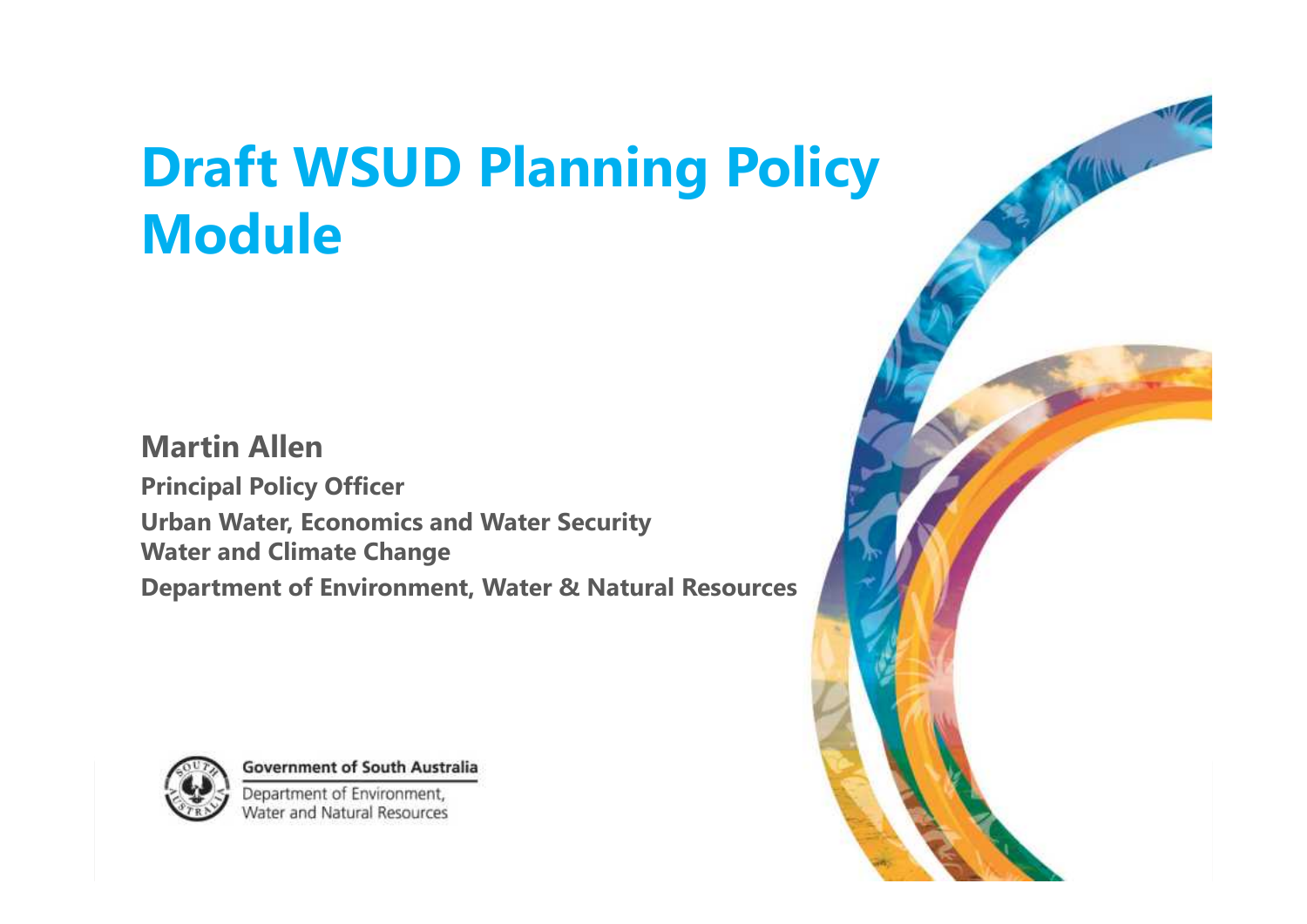# Draft WSUD Planning Policy Module

**Martin Allen**

**Principal Policy Officer**

**Urban Water, Economics and Water Security**

**Water and Climate Change**

**Department of Environment, Water & Natural Resources**

Government of South Australia

Department of Environment, Water and Natural Resources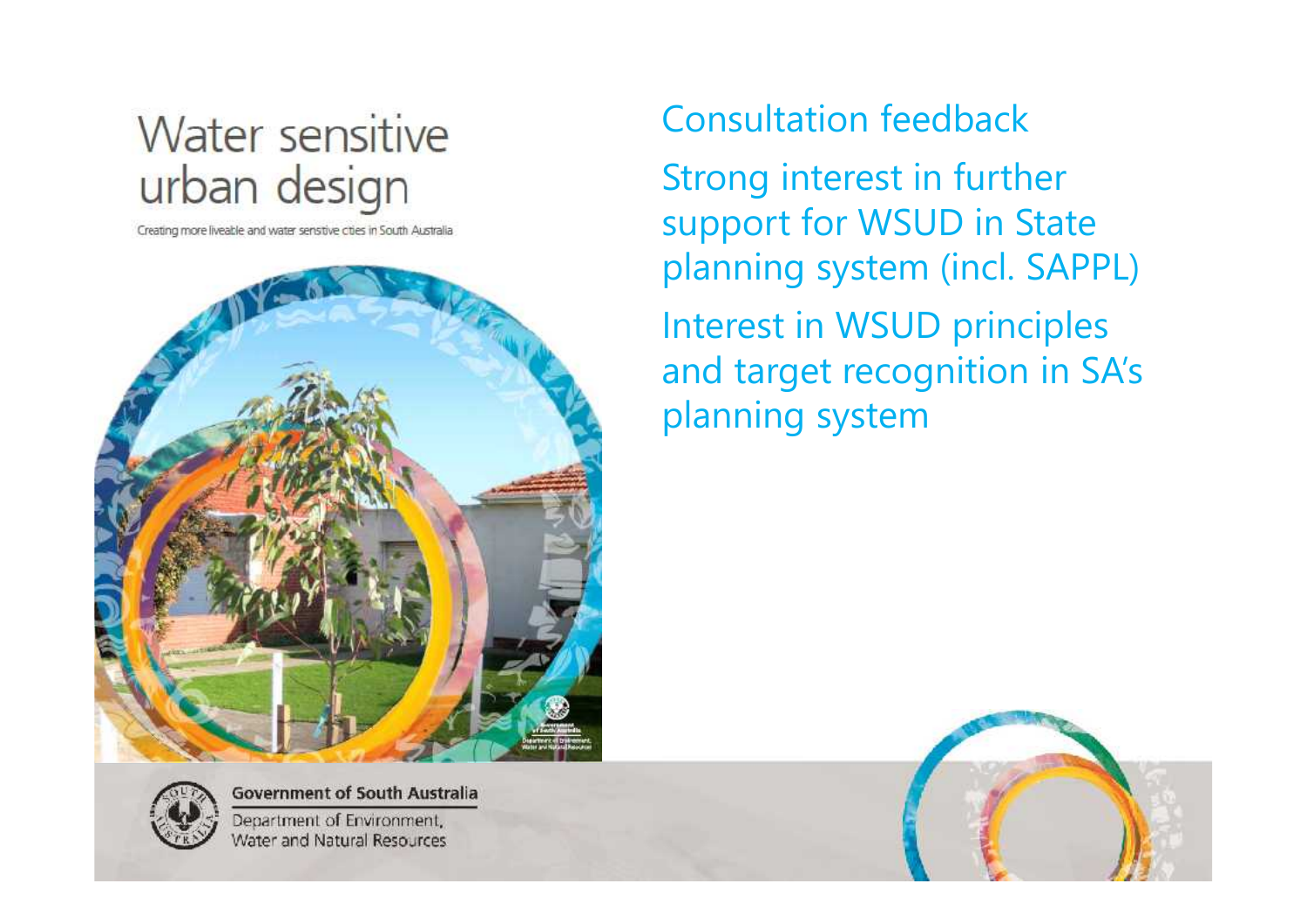# Water sensitive urban design

Creating more liveable and water sensitive cities in South Australia

Government of South Australia

Department of Environment, Water and Natural Resources

## Consultation feedback

Strong interest in further support for WSUD in State planning system (incl. SAPPL)

Interest in WSUD principles and target recognition in SA's planning system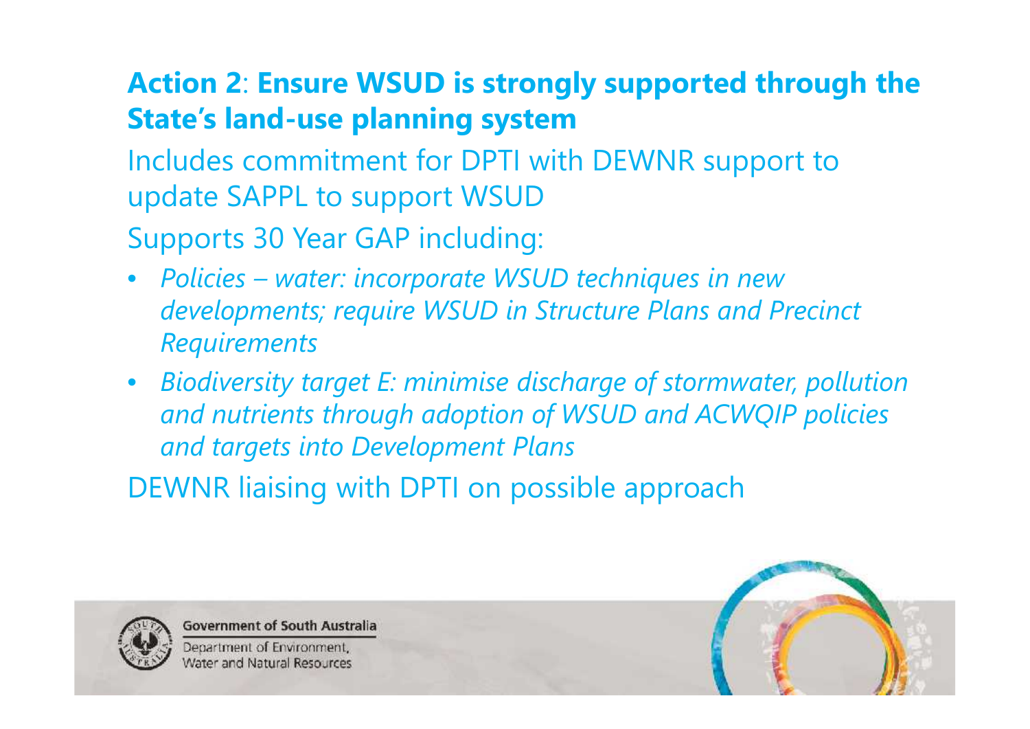## **Action 2**: **Ensure WSUD is strongly supported through the State's land-use planning system**

Includes commitment for DPTI with DEWNR support to update SAPPL to support WSUD

Supports 30 Year GAP including:

- *Policies – water: incorporate WSUD techniques in new developments; require WSUD in Structure Plans and Precinct Requirements*
- *Biodiversity target E: minimise discharge of stormwater, pollution and nutrients through adoption of WSUD and ACWQIP policies and targets into Development Plans*

DEWNR liaising with DPTI on possible approach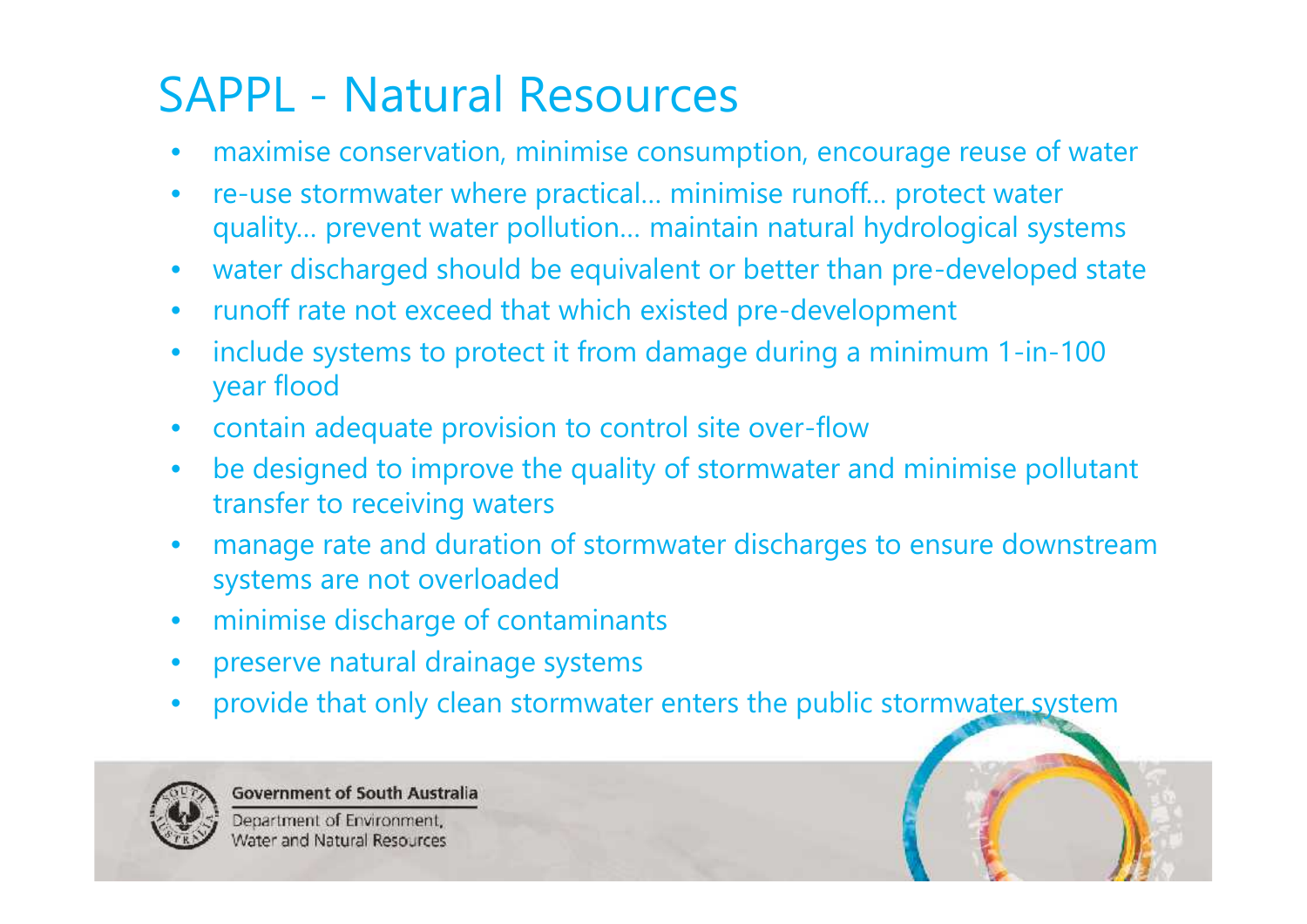# SAPPL - Natural Resources

- maximise conservation, minimise consumption, encourage reuse of water
- re-use stormwater where practical… minimise runoff… protect water quality… prevent water pollution… maintain natural hydrological systems
- water discharged should be equivalent or better than pre-developed state
- runoff rate not exceed that which existed pre-development
- include systems to protect it from damage during a minimum 1-in-100 year flood
- contain adequate provision to control site over-flow
- be designed to improve the quality of stormwater and minimise pollutant transfer to receiving waters
- manage rate and duration of stormwater discharges to ensure downstream systems are not overloaded
- minimise discharge of contaminants
- preserve natural drainage systems
- provide that only clean stormwater enters the public stormwater system

Government of South Australia

Department of Environment, Water and Natural Resources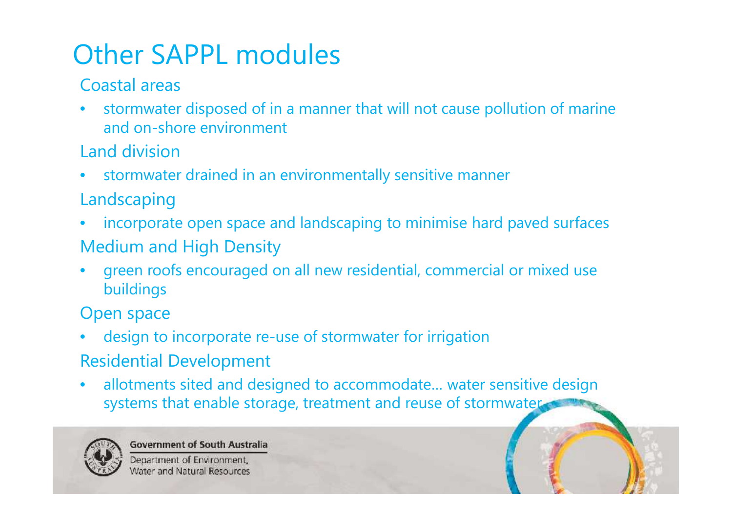# Other SAPPL modules

## Coastal areas

- stormwater disposed of in a manner that will not cause pollution of marine and on-shore environment

## Land division

- stormwater drained in an environmentally sensitive manner

## Landscaping

- incorporate open space and landscaping to minimise hard paved surfaces

## Medium and High Density

- green roofs encouraged on all new residential, commercial or mixed use buildings

## Open space

- design to incorporate re-use of stormwater for irrigation

## Residential Development

- allotments sited and designed to accommodate… water sensitive design systems that enable storage, treatment and reuse of stormwater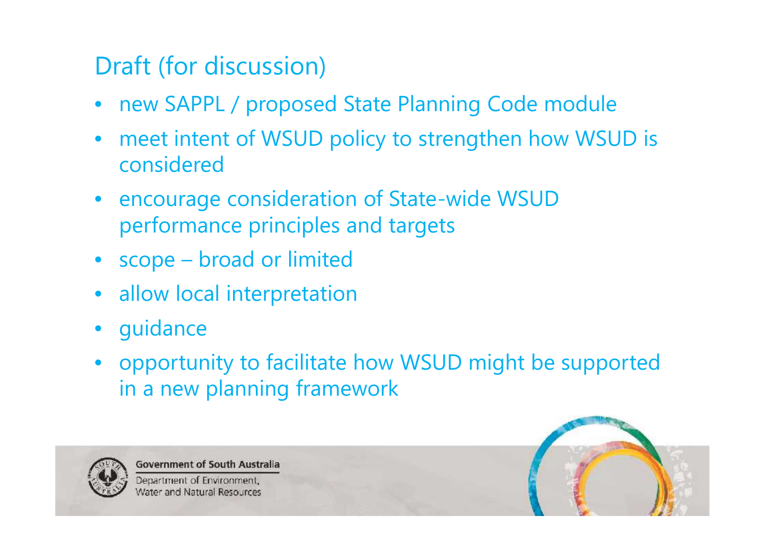## Draft (for discussion)

- new SAPPL / proposed State Planning Code module
- meet intent of WSUD policy to strengthen how WSUD is considered
- encourage consideration of State-wide WSUD performance principles and targets
- scope – broad or limited
- allow local interpretation
- guidance
- opportunity to facilitate how WSUD might be supported in a new planning framework

Government of South Australia
Department of Environment, Water and Natural Resources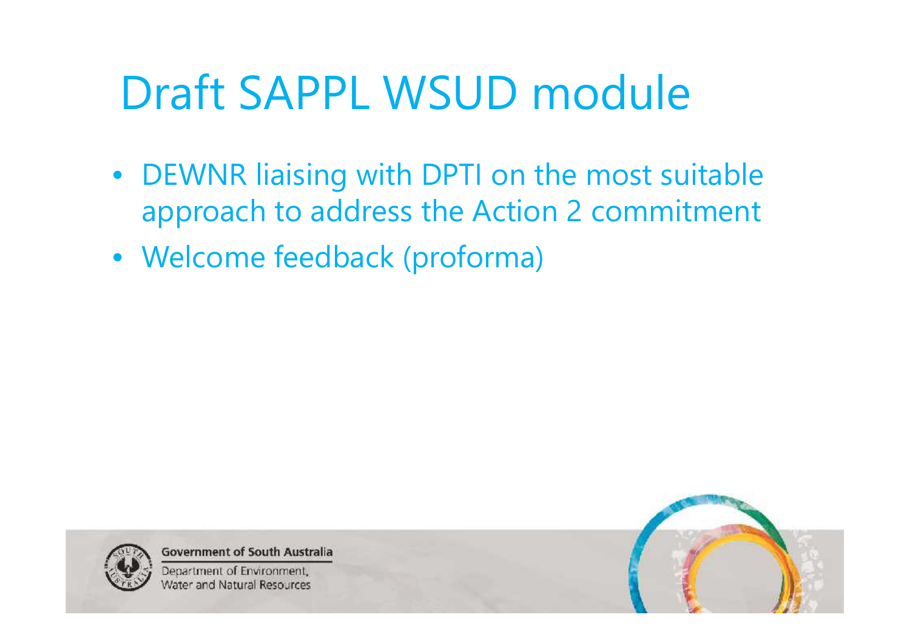# Draft SAPPL WSUD module

- DEWNR liaising with DPTI on the most suitable approach to address the Action 2 commitment
- Welcome feedback (proforma)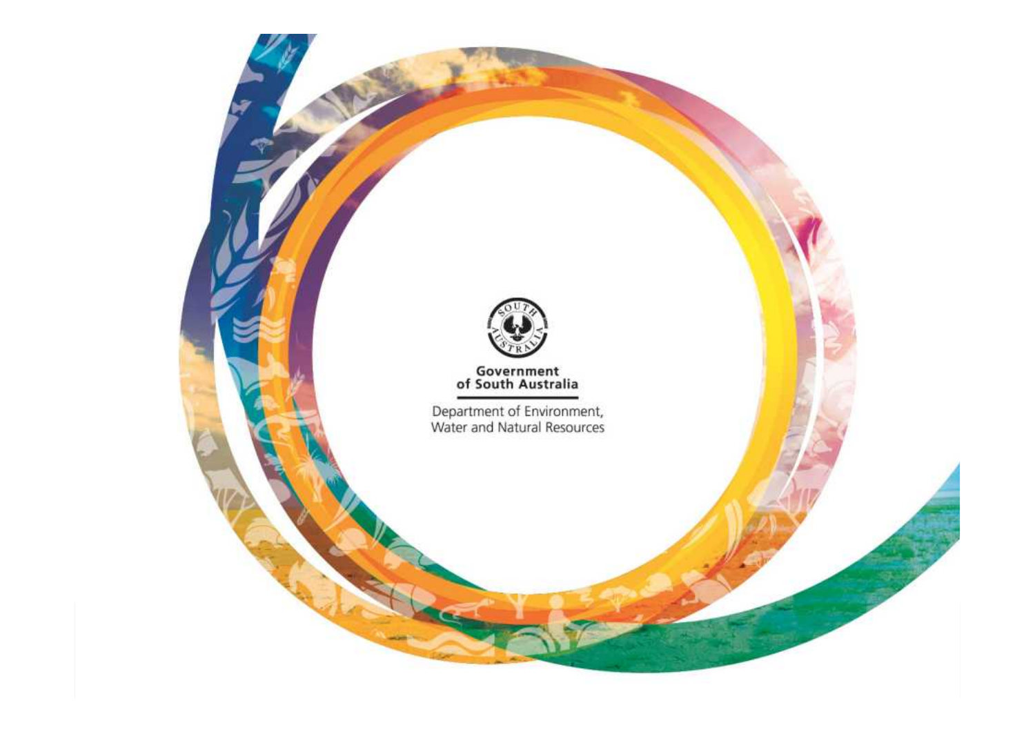Government
of South Australia

Department of Environment,
Water and Natural Resources